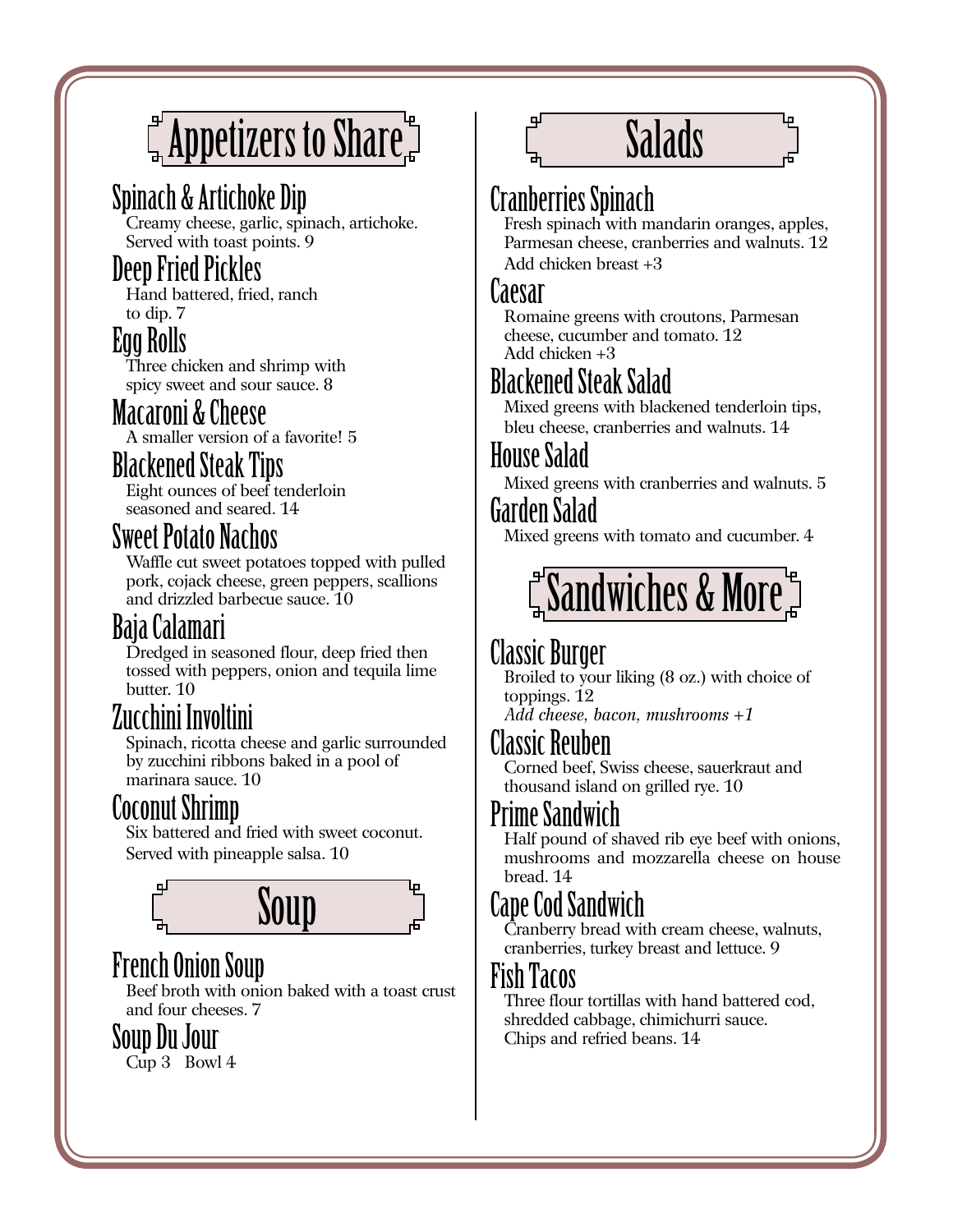## Appetizers to Share

### Spinach & Artichoke Dip
Creamy cheese, garlic, spinach, artichoke. Served with toast points. 9

### Deep Fried Pickles
Hand battered, fried, ranch to dip. 7

### Egg Rolls
Three chicken and shrimp with spicy sweet and sour sauce. 8

### Macaroni & Cheese
A smaller version of a favorite! 5

### Blackened Steak Tips
Eight ounces of beef tenderloin seasoned and seared. 14

### Sweet Potato Nachos
Waffle cut sweet potatoes topped with pulled pork, cojack cheese, green peppers, scallions and drizzled barbecue sauce. 10

### Baja Calamari
Dredged in seasoned flour, deep fried then tossed with peppers, onion and tequila lime butter. 10

### Zucchini Involtini
Spinach, ricotta cheese and garlic surrounded by zucchini ribbons baked in a pool of marinara sauce. 10

### Coconut Shrimp
Six battered and fried with sweet coconut. Served with pineapple salsa. 10

## Soup

### French Onion Soup
Beef broth with onion baked with a toast crust and four cheeses. 7

### Soup Du Jour
Cup 3 Bowl 4

## Salads

### Cranberries Spinach
Fresh spinach with mandarin oranges, apples, Parmesan cheese, cranberries and walnuts. 12
Add chicken breast +3

### Caesar
Romaine greens with croutons, Parmesan cheese, cucumber and tomato. 12
Add chicken +3

### Blackened Steak Salad
Mixed greens with blackened tenderloin tips, bleu cheese, cranberries and walnuts. 14

### House Salad
Mixed greens with cranberries and walnuts. 5

### Garden Salad
Mixed greens with tomato and cucumber. 4

## Sandwiches & More

### Classic Burger
Broiled to your liking (8 oz.) with choice of toppings. 12
*Add cheese, bacon, mushrooms +1*

### Classic Reuben
Corned beef, Swiss cheese, sauerkraut and thousand island on grilled rye. 10

### Prime Sandwich
Half pound of shaved rib eye beef with onions, mushrooms and mozzarella cheese on house bread. 14

### Cape Cod Sandwich
Cranberry bread with cream cheese, walnuts, cranberries, turkey breast and lettuce. 9

### Fish Tacos
Three flour tortillas with hand battered cod, shredded cabbage, chimichurri sauce. Chips and refried beans. 14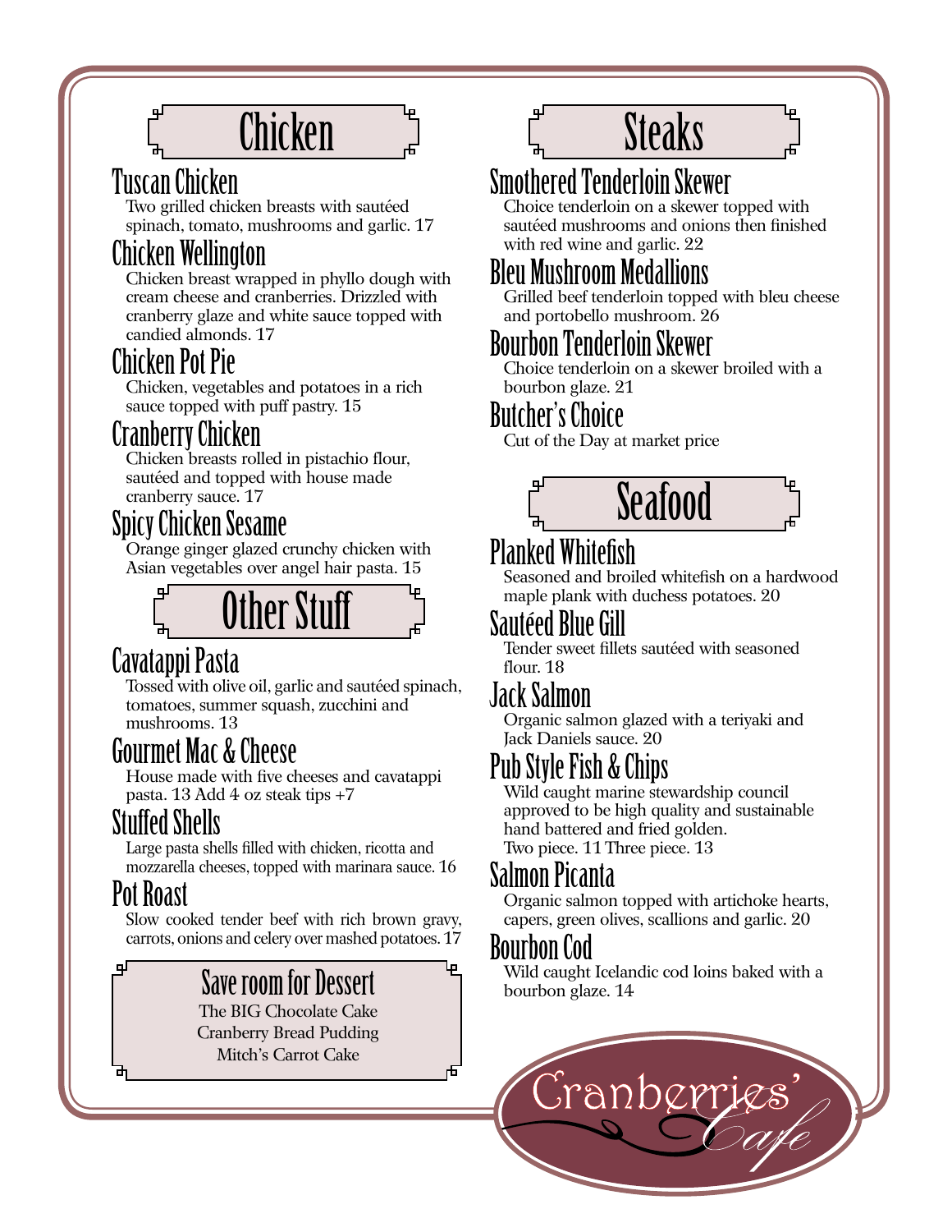# Chicken

## Tuscan Chicken

Two grilled chicken breasts with sautéed spinach, tomato, mushrooms and garlic. 17

## Chicken Wellington

Chicken breast wrapped in phyllo dough with cream cheese and cranberries. Drizzled with cranberry glaze and white sauce topped with candied almonds. 17

## Chicken Pot Pie

Chicken, vegetables and potatoes in a rich sauce topped with puff pastry. 15

## Cranberry Chicken

Chicken breasts rolled in pistachio flour, sautéed and topped with house made cranberry sauce. 17

## Spicy Chicken Sesame

Orange ginger glazed crunchy chicken with Asian vegetables over angel hair pasta. 15

# Other Stuff

## Cavatappi Pasta

Tossed with olive oil, garlic and sautéed spinach, tomatoes, summer squash, zucchini and mushrooms. 13

## Gourmet Mac & Cheese

House made with five cheeses and cavatappi pasta. 13 Add 4 oz steak tips +7

## Stuffed Shells

Large pasta shells filled with chicken, ricotta and mozzarella cheeses, topped with marinara sauce. 16

## Pot Roast

Slow cooked tender beef with rich brown gravy, carrots, onions and celery over mashed potatoes. 17

## Save room for Dessert

The BIG Chocolate Cake
Cranberry Bread Pudding
Mitch's Carrot Cake

# Steaks

## Smothered Tenderloin Skewer

Choice tenderloin on a skewer topped with sautéed mushrooms and onions then finished with red wine and garlic. 22

## Bleu Mushroom Medallions

Grilled beef tenderloin topped with bleu cheese and portobello mushroom. 26

## Bourbon Tenderloin Skewer

Choice tenderloin on a skewer broiled with a bourbon glaze. 21

## Butcher's Choice

Cut of the Day at market price

# Seafood

## Planked Whitefish

Seasoned and broiled whitefish on a hardwood maple plank with duchess potatoes. 20

## Sautéed Blue Gill

Tender sweet fillets sautéed with seasoned flour. 18

## Jack Salmon

Organic salmon glazed with a teriyaki and Jack Daniels sauce. 20

## Pub Style Fish & Chips

Wild caught marine stewardship council approved to be high quality and sustainable hand battered and fried golden.
Two piece. 11 Three piece. 13

## Salmon Picanta

Organic salmon topped with artichoke hearts, capers, green olives, scallions and garlic. 20

## Bourbon Cod

Wild caught Icelandic cod loins baked with a bourbon glaze. 14

Cranberries' Cafe